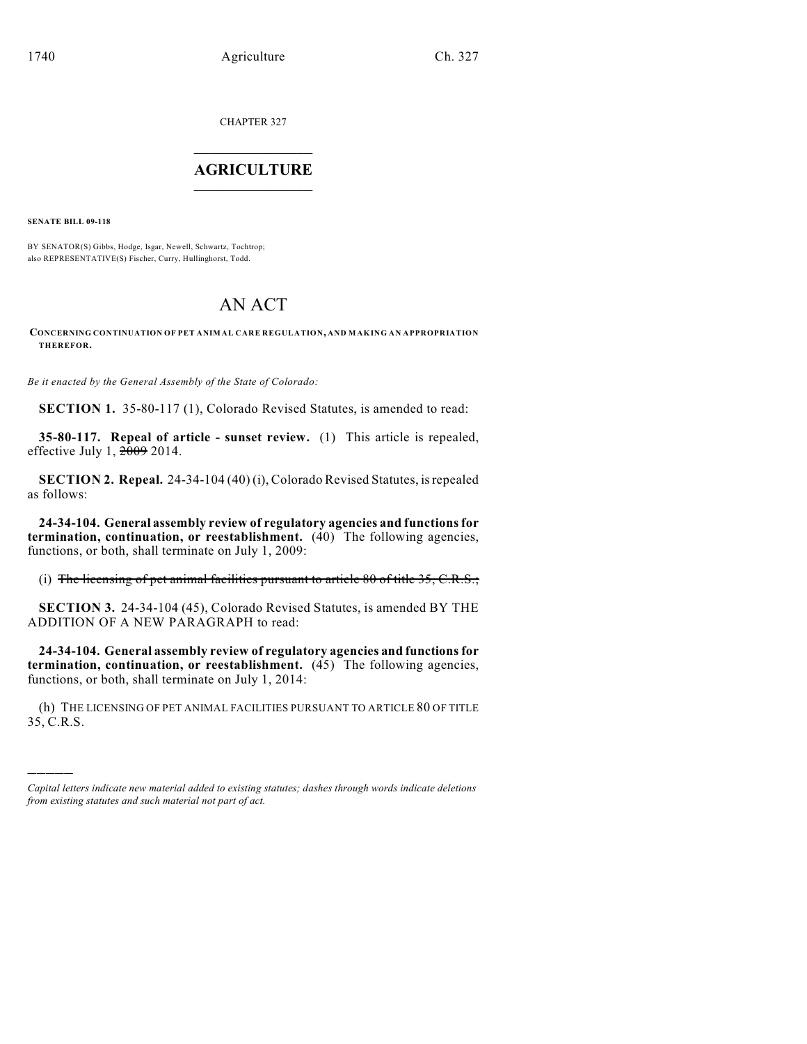CHAPTER 327

# AGRICULTURE

**SENATE BILL 09-118**

BY SENATOR(S) Gibbs, Hodge, Isgar, Newell, Schwartz, Tochtrop;
also REPRESENTATIVE(S) Fischer, Curry, Hullinghorst, Todd.

# AN ACT

**CONCERNING CONTINUATION OF PET ANIMAL CARE REGULATION, AND MAKING AN APPROPRIATION THEREFOR.**

*Be it enacted by the General Assembly of the State of Colorado:*

**SECTION 1.** 35-80-117 (1), Colorado Revised Statutes, is amended to read:

**35-80-117. Repeal of article - sunset review.** (1) This article is repealed, effective July 1, ~~2009~~ 2014.

**SECTION 2. Repeal.** 24-34-104 (40) (i), Colorado Revised Statutes, is repealed as follows:

**24-34-104. General assembly review of regulatory agencies and functions for termination, continuation, or reestablishment.** (40) The following agencies, functions, or both, shall terminate on July 1, 2009:

(i) ~~The licensing of pet animal facilities pursuant to article 80 of title 35, C.R.S.;~~

**SECTION 3.** 24-34-104 (45), Colorado Revised Statutes, is amended BY THE ADDITION OF A NEW PARAGRAPH to read:

**24-34-104. General assembly review of regulatory agencies and functions for termination, continuation, or reestablishment.** (45) The following agencies, functions, or both, shall terminate on July 1, 2014:

(h) THE LICENSING OF PET ANIMAL FACILITIES PURSUANT TO ARTICLE 80 OF TITLE 35, C.R.S.

---

*Capital letters indicate new material added to existing statutes; dashes through words indicate deletions from existing statutes and such material not part of act.*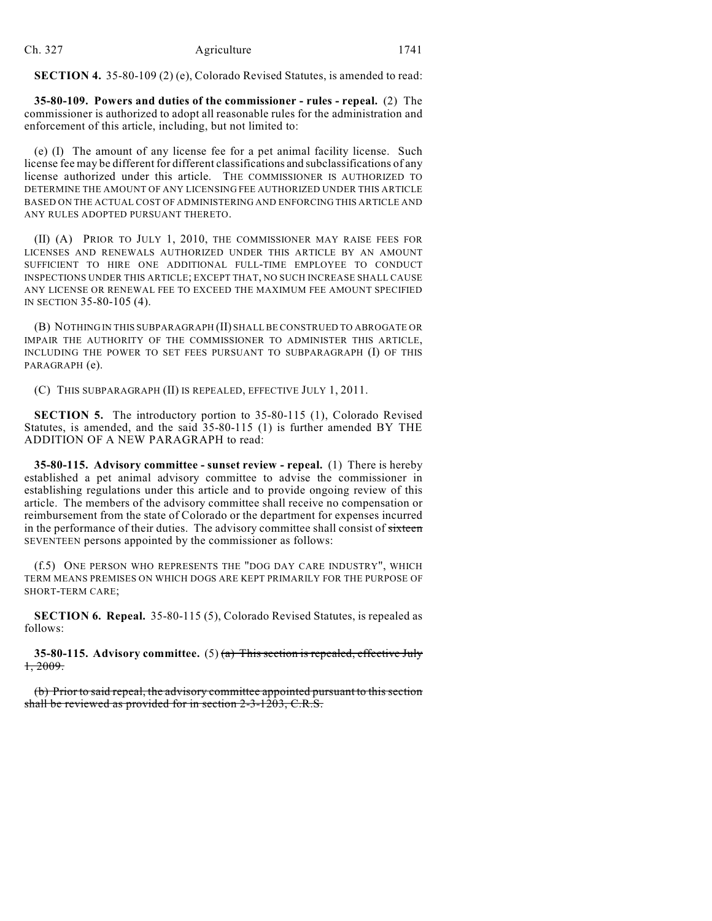**SECTION 4.** 35-80-109 (2) (e), Colorado Revised Statutes, is amended to read:

**35-80-109. Powers and duties of the commissioner - rules - repeal.** (2) The commissioner is authorized to adopt all reasonable rules for the administration and enforcement of this article, including, but not limited to:

(e) (I) The amount of any license fee for a pet animal facility license. Such license fee may be different for different classifications and subclassifications of any license authorized under this article. THE COMMISSIONER IS AUTHORIZED TO DETERMINE THE AMOUNT OF ANY LICENSING FEE AUTHORIZED UNDER THIS ARTICLE BASED ON THE ACTUAL COST OF ADMINISTERING AND ENFORCING THIS ARTICLE AND ANY RULES ADOPTED PURSUANT THERETO.

(II) (A) PRIOR TO JULY 1, 2010, THE COMMISSIONER MAY RAISE FEES FOR LICENSES AND RENEWALS AUTHORIZED UNDER THIS ARTICLE BY AN AMOUNT SUFFICIENT TO HIRE ONE ADDITIONAL FULL-TIME EMPLOYEE TO CONDUCT INSPECTIONS UNDER THIS ARTICLE; EXCEPT THAT, NO SUCH INCREASE SHALL CAUSE ANY LICENSE OR RENEWAL FEE TO EXCEED THE MAXIMUM FEE AMOUNT SPECIFIED IN SECTION 35-80-105 (4).

(B) NOTHING IN THIS SUBPARAGRAPH (II) SHALL BE CONSTRUED TO ABROGATE OR IMPAIR THE AUTHORITY OF THE COMMISSIONER TO ADMINISTER THIS ARTICLE, INCLUDING THE POWER TO SET FEES PURSUANT TO SUBPARAGRAPH (I) OF THIS PARAGRAPH (e).

(C) THIS SUBPARAGRAPH (II) IS REPEALED, EFFECTIVE JULY 1, 2011.

**SECTION 5.** The introductory portion to 35-80-115 (1), Colorado Revised Statutes, is amended, and the said 35-80-115 (1) is further amended BY THE ADDITION OF A NEW PARAGRAPH to read:

**35-80-115. Advisory committee - sunset review - repeal.** (1) There is hereby established a pet animal advisory committee to advise the commissioner in establishing regulations under this article and to provide ongoing review of this article. The members of the advisory committee shall receive no compensation or reimbursement from the state of Colorado or the department for expenses incurred in the performance of their duties. The advisory committee shall consist of ~~sixteen~~ SEVENTEEN persons appointed by the commissioner as follows:

(f.5) ONE PERSON WHO REPRESENTS THE "DOG DAY CARE INDUSTRY", WHICH TERM MEANS PREMISES ON WHICH DOGS ARE KEPT PRIMARILY FOR THE PURPOSE OF SHORT-TERM CARE;

**SECTION 6. Repeal.** 35-80-115 (5), Colorado Revised Statutes, is repealed as follows:

**35-80-115. Advisory committee.** (5) ~~(a) This section is repealed, effective July 1, 2009.~~

~~(b) Prior to said repeal, the advisory committee appointed pursuant to this section shall be reviewed as provided for in section 2-3-1203, C.R.S.~~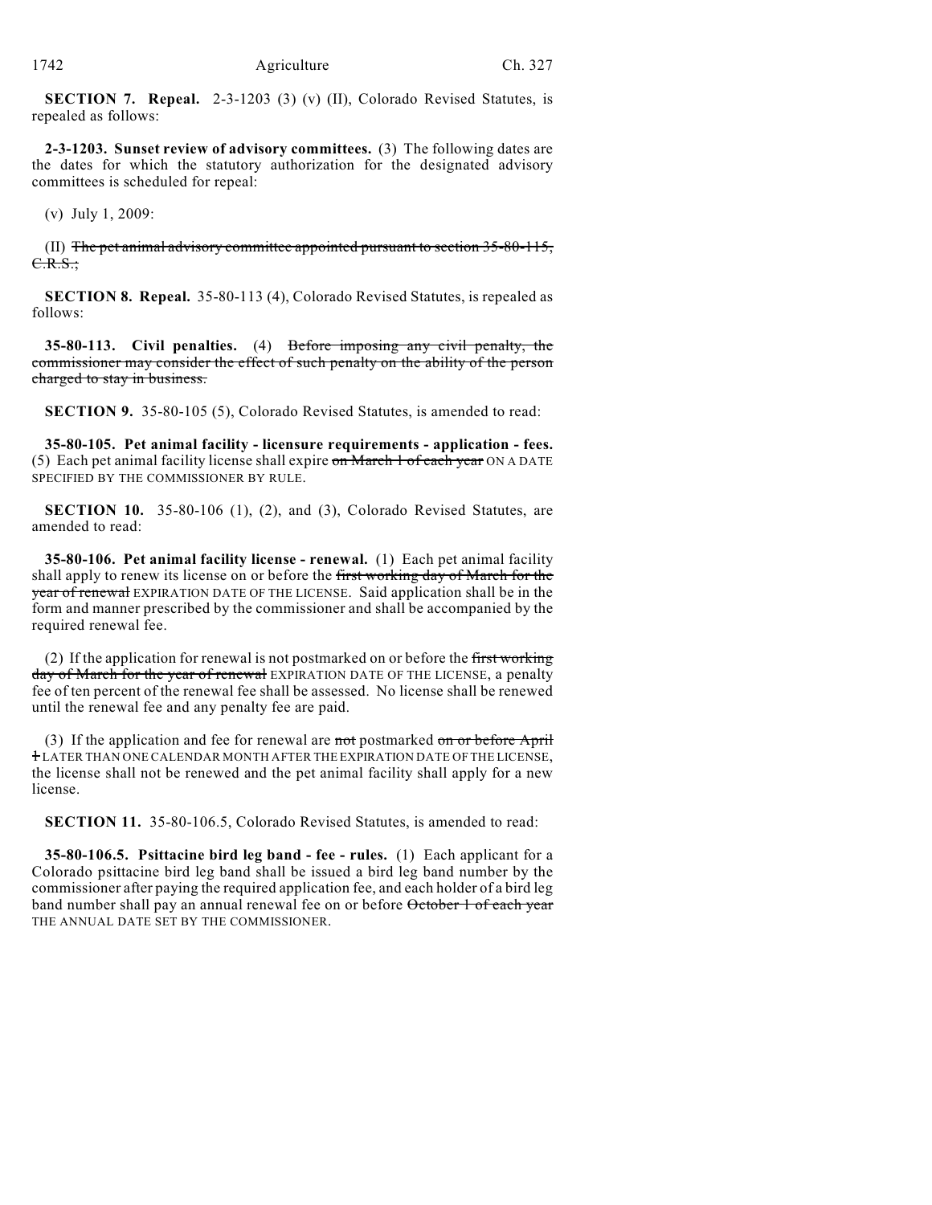**SECTION 7. Repeal.** 2-3-1203 (3) (v) (II), Colorado Revised Statutes, is repealed as follows:

**2-3-1203. Sunset review of advisory committees.** (3) The following dates are the dates for which the statutory authorization for the designated advisory committees is scheduled for repeal:

(v) July 1, 2009:

(II) ~~The pet animal advisory committee appointed pursuant to section 35-80-115, C.R.S.;~~

**SECTION 8. Repeal.** 35-80-113 (4), Colorado Revised Statutes, is repealed as follows:

**35-80-113. Civil penalties.** (4) ~~Before imposing any civil penalty, the commissioner may consider the effect of such penalty on the ability of the person charged to stay in business.~~

**SECTION 9.** 35-80-105 (5), Colorado Revised Statutes, is amended to read:

**35-80-105. Pet animal facility - licensure requirements - application - fees.** (5) Each pet animal facility license shall expire ~~on March 1 of each year~~ ON A DATE SPECIFIED BY THE COMMISSIONER BY RULE.

**SECTION 10.** 35-80-106 (1), (2), and (3), Colorado Revised Statutes, are amended to read:

**35-80-106. Pet animal facility license - renewal.** (1) Each pet animal facility shall apply to renew its license on or before the ~~first working day of March for the year of renewal~~ EXPIRATION DATE OF THE LICENSE. Said application shall be in the form and manner prescribed by the commissioner and shall be accompanied by the required renewal fee.

(2) If the application for renewal is not postmarked on or before the ~~first working day of March for the year of renewal~~ EXPIRATION DATE OF THE LICENSE, a penalty fee of ten percent of the renewal fee shall be assessed. No license shall be renewed until the renewal fee and any penalty fee are paid.

(3) If the application and fee for renewal are ~~not~~ postmarked ~~on or before April 1~~ LATER THAN ONE CALENDAR MONTH AFTER THE EXPIRATION DATE OF THE LICENSE, the license shall not be renewed and the pet animal facility shall apply for a new license.

**SECTION 11.** 35-80-106.5, Colorado Revised Statutes, is amended to read:

**35-80-106.5. Psittacine bird leg band - fee - rules.** (1) Each applicant for a Colorado psittacine bird leg band shall be issued a bird leg band number by the commissioner after paying the required application fee, and each holder of a bird leg band number shall pay an annual renewal fee on or before ~~October 1 of each year~~ THE ANNUAL DATE SET BY THE COMMISSIONER.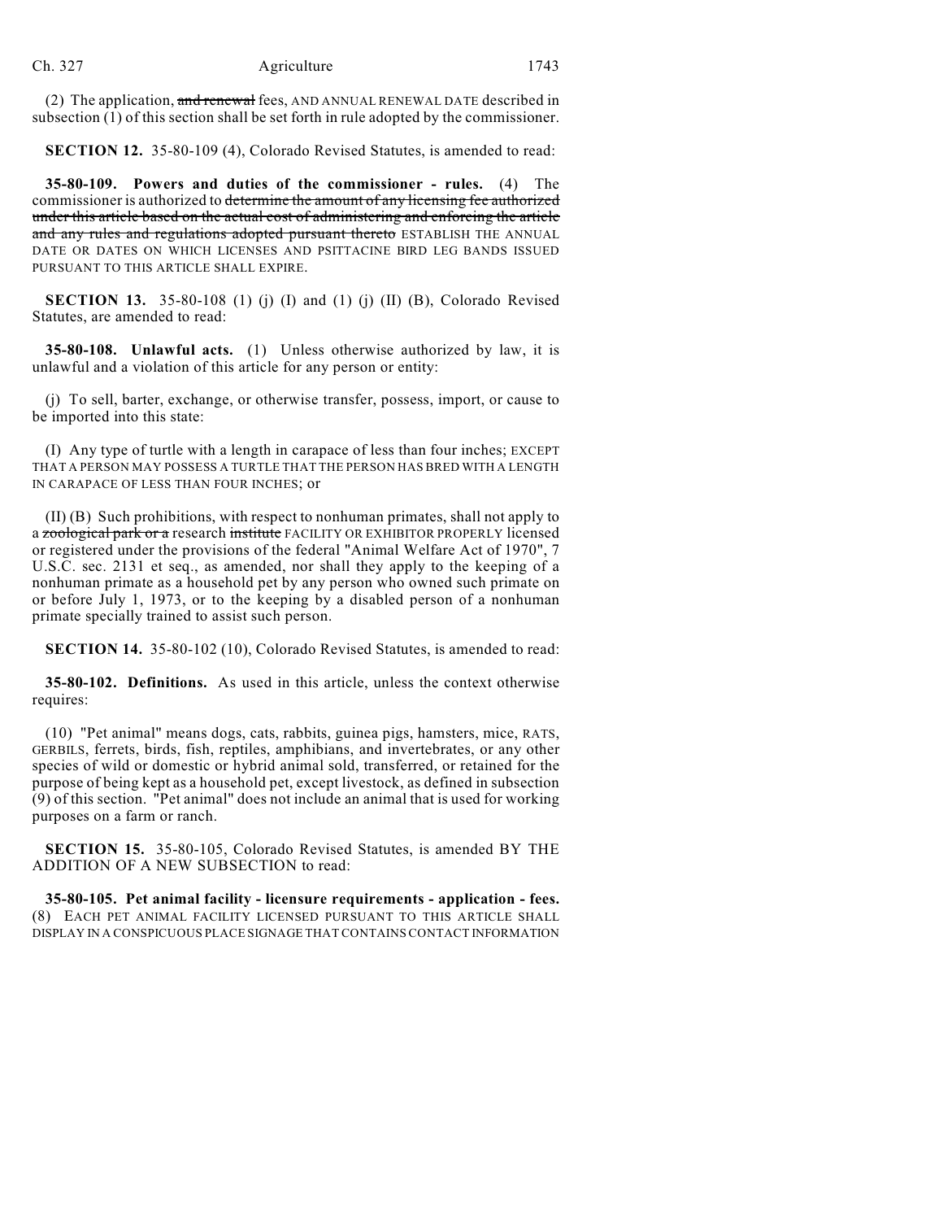(2) The application, ~~and renewal~~ fees, AND ANNUAL RENEWAL DATE described in subsection (1) of this section shall be set forth in rule adopted by the commissioner.

**SECTION 12.** 35-80-109 (4), Colorado Revised Statutes, is amended to read:

**35-80-109. Powers and duties of the commissioner - rules.** (4) The commissioner is authorized to ~~determine the amount of any licensing fee authorized under this article based on the actual cost of administering and enforcing the article and any rules and regulations adopted pursuant thereto~~ ESTABLISH THE ANNUAL DATE OR DATES ON WHICH LICENSES AND PSITTACINE BIRD LEG BANDS ISSUED PURSUANT TO THIS ARTICLE SHALL EXPIRE.

**SECTION 13.** 35-80-108 (1) (j) (I) and (1) (j) (II) (B), Colorado Revised Statutes, are amended to read:

**35-80-108. Unlawful acts.** (1) Unless otherwise authorized by law, it is unlawful and a violation of this article for any person or entity:

(j) To sell, barter, exchange, or otherwise transfer, possess, import, or cause to be imported into this state:

(I) Any type of turtle with a length in carapace of less than four inches; EXCEPT THAT A PERSON MAY POSSESS A TURTLE THAT THE PERSON HAS BRED WITH A LENGTH IN CARAPACE OF LESS THAN FOUR INCHES; or

(II) (B) Such prohibitions, with respect to nonhuman primates, shall not apply to a ~~zoological park or a~~ research ~~institute~~ FACILITY OR EXHIBITOR PROPERLY licensed or registered under the provisions of the federal "Animal Welfare Act of 1970", 7 U.S.C. sec. 2131 et seq., as amended, nor shall they apply to the keeping of a nonhuman primate as a household pet by any person who owned such primate on or before July 1, 1973, or to the keeping by a disabled person of a nonhuman primate specially trained to assist such person.

**SECTION 14.** 35-80-102 (10), Colorado Revised Statutes, is amended to read:

**35-80-102. Definitions.** As used in this article, unless the context otherwise requires:

(10) "Pet animal" means dogs, cats, rabbits, guinea pigs, hamsters, mice, RATS, GERBILS, ferrets, birds, fish, reptiles, amphibians, and invertebrates, or any other species of wild or domestic or hybrid animal sold, transferred, or retained for the purpose of being kept as a household pet, except livestock, as defined in subsection (9) of this section. "Pet animal" does not include an animal that is used for working purposes on a farm or ranch.

**SECTION 15.** 35-80-105, Colorado Revised Statutes, is amended BY THE ADDITION OF A NEW SUBSECTION to read:

**35-80-105. Pet animal facility - licensure requirements - application - fees.** (8) EACH PET ANIMAL FACILITY LICENSED PURSUANT TO THIS ARTICLE SHALL DISPLAY IN A CONSPICUOUS PLACE SIGNAGE THAT CONTAINS CONTACT INFORMATION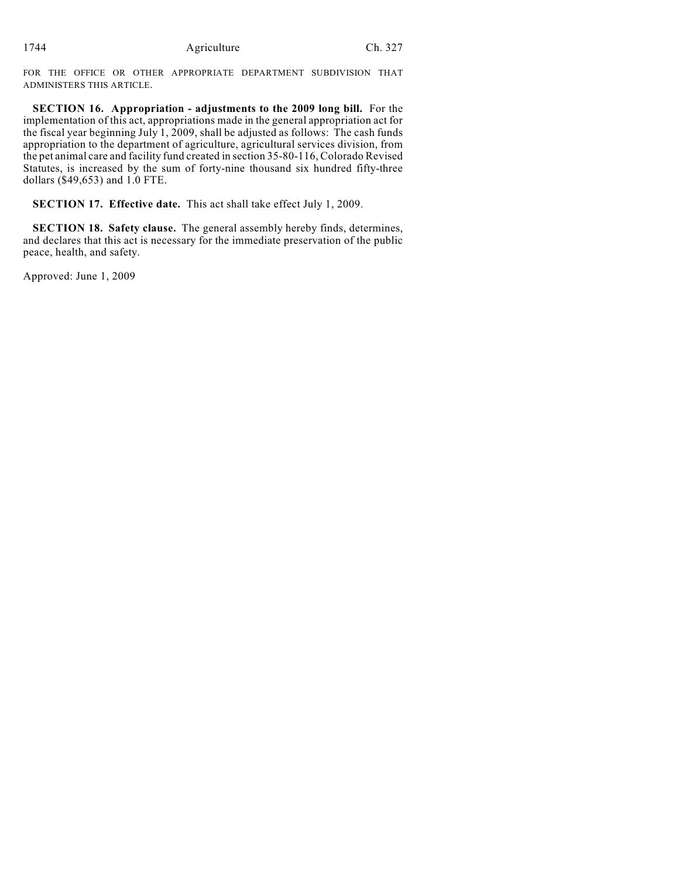FOR THE OFFICE OR OTHER APPROPRIATE DEPARTMENT SUBDIVISION THAT ADMINISTERS THIS ARTICLE.

**SECTION 16. Appropriation - adjustments to the 2009 long bill.** For the implementation of this act, appropriations made in the general appropriation act for the fiscal year beginning July 1, 2009, shall be adjusted as follows: The cash funds appropriation to the department of agriculture, agricultural services division, from the pet animal care and facility fund created in section 35-80-116, Colorado Revised Statutes, is increased by the sum of forty-nine thousand six hundred fifty-three dollars ($49,653) and 1.0 FTE.

**SECTION 17. Effective date.** This act shall take effect July 1, 2009.

**SECTION 18. Safety clause.** The general assembly hereby finds, determines, and declares that this act is necessary for the immediate preservation of the public peace, health, and safety.

Approved: June 1, 2009